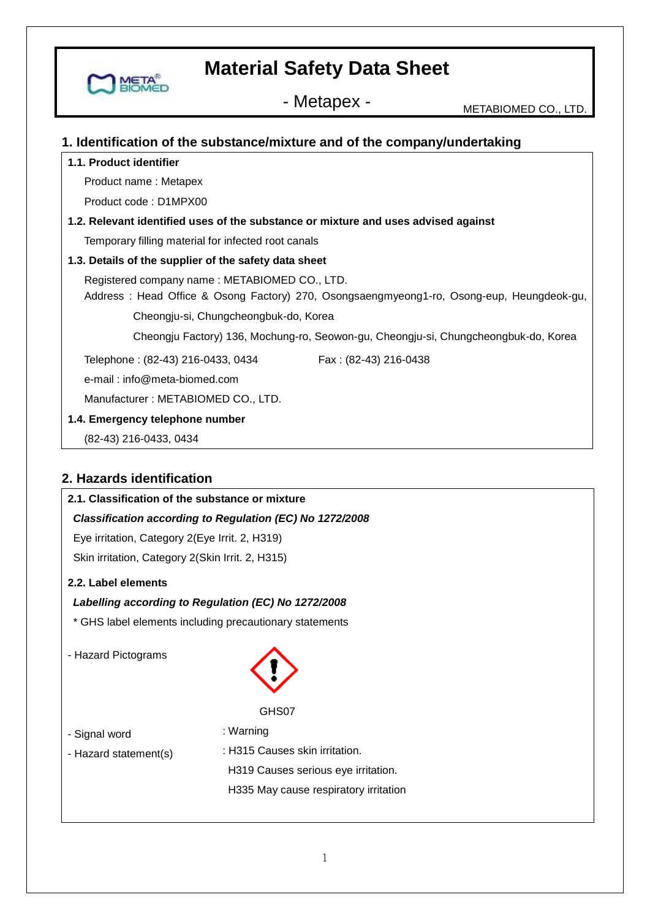# Material Safety Data Sheet

## - Metapex -

METABIOMED CO., LTD.

## 1. Identification of the substance/mixture and of the company/undertaking

**1.1. Product identifier**

Product name : Metapex

Product code : D1MPX00

**1.2. Relevant identified uses of the substance or mixture and uses advised against**

Temporary filling material for infected root canals

**1.3. Details of the supplier of the safety data sheet**

Registered company name : METABIOMED CO., LTD.

Address : Head Office & Osong Factory) 270, Osongsaengmyeong1-ro, Osong-eup, Heungdeok-gu, Cheongju-si, Chungcheongbuk-do, Korea

Cheongju Factory) 136, Mochung-ro, Seowon-gu, Cheongju-si, Chungcheongbuk-do, Korea

Telephone : (82-43) 216-0433, 0434    Fax : (82-43) 216-0438

e-mail : info@meta-biomed.com

Manufacturer : METABIOMED CO., LTD.

**1.4. Emergency telephone number**

(82-43) 216-0433, 0434

## 2. Hazards identification

**2.1. Classification of the substance or mixture**

***Classification according to Regulation (EC) No 1272/2008***

Eye irritation, Category 2(Eye Irrit. 2, H319)

Skin irritation, Category 2(Skin Irrit. 2, H315)

**2.2. Label elements**

***Labelling according to Regulation (EC) No 1272/2008***

* GHS label elements including precautionary statements

- Hazard Pictograms

GHS07

- Signal word : Warning
- Hazard statement(s) : H315 Causes skin irritation.
  H319 Causes serious eye irritation.
  H335 May cause respiratory irritation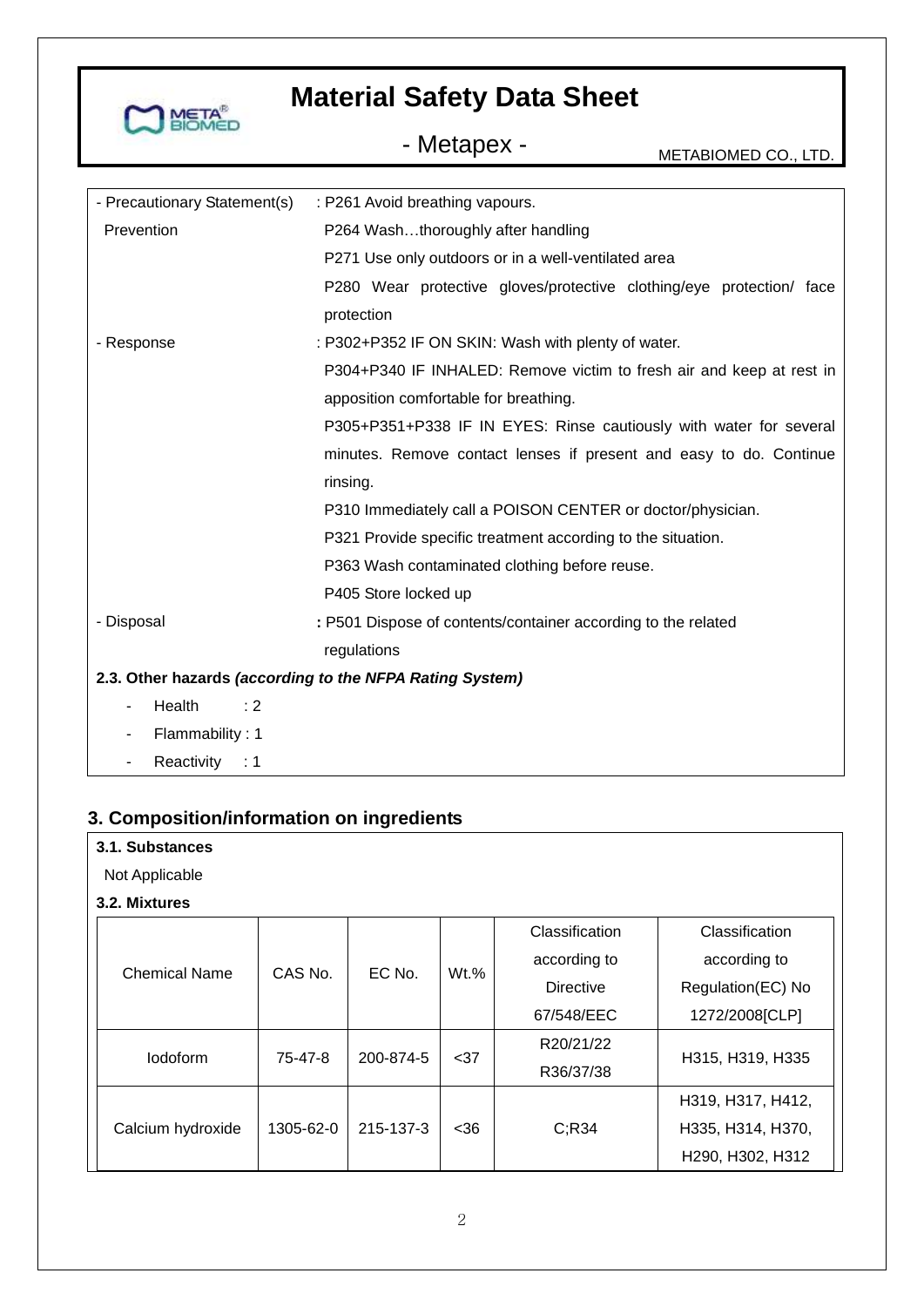| | |
|---|---|
| - Precautionary Statement(s) Prevention | : P261 Avoid breathing vapours.<br>P264 Wash…thoroughly after handling<br>P271 Use only outdoors or in a well-ventilated area<br>P280 Wear protective gloves/protective clothing/eye protection/ face protection |
| - Response | : P302+P352 IF ON SKIN: Wash with plenty of water.<br>P304+P340 IF INHALED: Remove victim to fresh air and keep at rest in apposition comfortable for breathing.<br>P305+P351+P338 IF IN EYES: Rinse cautiously with water for several minutes. Remove contact lenses if present and easy to do. Continue rinsing.<br>P310 Immediately call a POISON CENTER or doctor/physician.<br>P321 Provide specific treatment according to the situation.<br>P363 Wash contaminated clothing before reuse.<br>P405 Store locked up |
| - Disposal | **:** P501 Dispose of contents/container according to the related regulations |

**2.3. Other hazards *(according to the NFPA Rating System)***

- Health : 2
- Flammability : 1
- Reactivity : 1

## 3. Composition/information on ingredients

**3.1. Substances**

Not Applicable

**3.2. Mixtures**

| Chemical Name | CAS No. | EC No. | Wt.% | Classification according to Directive 67/548/EEC | Classification according to Regulation(EC) No 1272/2008[CLP] |
|---|---|---|---|---|---|
| Iodoform | 75-47-8 | 200-874-5 | <37 | R20/21/22 R36/37/38 | H315, H319, H335 |
| Calcium hydroxide | 1305-62-0 | 215-137-3 | <36 | C;R34 | H319, H317, H412, H335, H314, H370, H290, H302, H312 |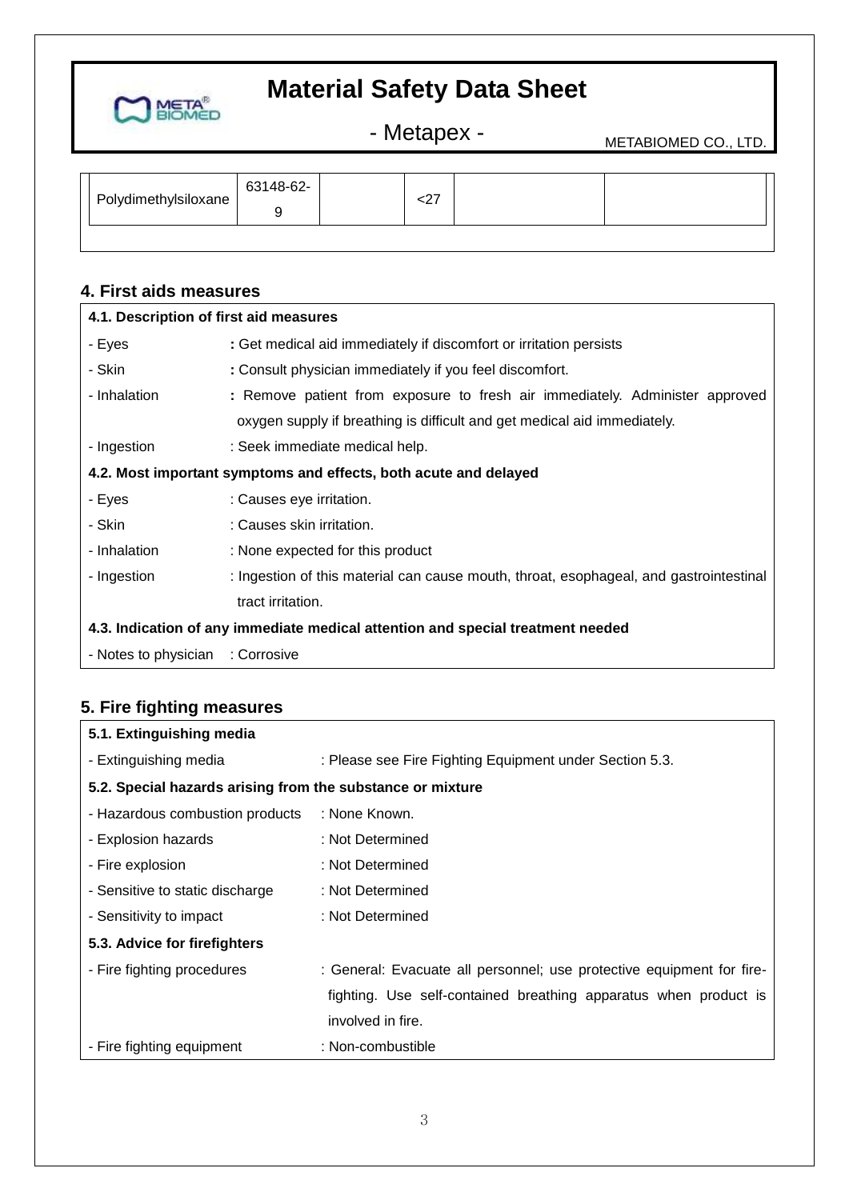| Polydimethylsiloxane | 63148-62-9 | | <27 | | |
|---|---|---|---|---|---|

## 4. First aids measures

**4.1. Description of first aid measures**

- Eyes : Get medical aid immediately if discomfort or irritation persists
- Skin : Consult physician immediately if you feel discomfort.
- Inhalation : Remove patient from exposure to fresh air immediately. Administer approved oxygen supply if breathing is difficult and get medical aid immediately.
- Ingestion : Seek immediate medical help.

**4.2. Most important symptoms and effects, both acute and delayed**

- Eyes : Causes eye irritation.
- Skin : Causes skin irritation.
- Inhalation : None expected for this product
- Ingestion : Ingestion of this material can cause mouth, throat, esophageal, and gastrointestinal tract irritation.

**4.3. Indication of any immediate medical attention and special treatment needed**

- Notes to physician : Corrosive

## 5. Fire fighting measures

**5.1. Extinguishing media**

- Extinguishing media : Please see Fire Fighting Equipment under Section 5.3.

**5.2. Special hazards arising from the substance or mixture**

- Hazardous combustion products : None Known.
- Explosion hazards : Not Determined
- Fire explosion : Not Determined
- Sensitive to static discharge : Not Determined
- Sensitivity to impact : Not Determined

**5.3. Advice for firefighters**

- Fire fighting procedures : General: Evacuate all personnel; use protective equipment for fire-fighting. Use self-contained breathing apparatus when product is involved in fire.
- Fire fighting equipment : Non-combustible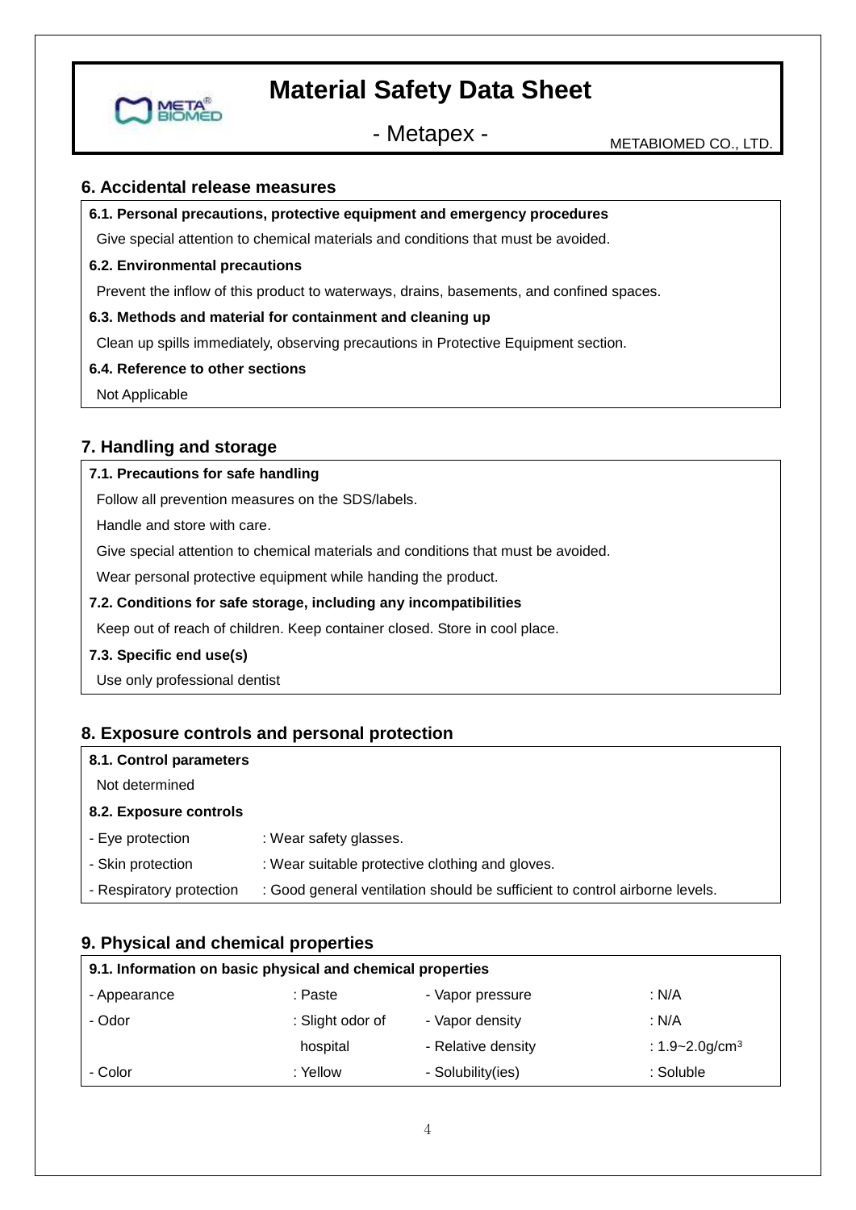# Material Safety Data Sheet

## - Metapex -

METABIOMED CO., LTD.

## 6. Accidental release measures

**6.1. Personal precautions, protective equipment and emergency procedures**

Give special attention to chemical materials and conditions that must be avoided.

**6.2. Environmental precautions**

Prevent the inflow of this product to waterways, drains, basements, and confined spaces.

**6.3. Methods and material for containment and cleaning up**

Clean up spills immediately, observing precautions in Protective Equipment section.

**6.4. Reference to other sections**

Not Applicable

## 7. Handling and storage

**7.1. Precautions for safe handling**

Follow all prevention measures on the SDS/labels.

Handle and store with care.

Give special attention to chemical materials and conditions that must be avoided.

Wear personal protective equipment while handing the product.

**7.2. Conditions for safe storage, including any incompatibilities**

Keep out of reach of children. Keep container closed. Store in cool place.

**7.3. Specific end use(s)**

Use only professional dentist

## 8. Exposure controls and personal protection

**8.1. Control parameters**

Not determined

**8.2. Exposure controls**

| | |
|---|---|
| - Eye protection | : Wear safety glasses. |
| - Skin protection | : Wear suitable protective clothing and gloves. |
| - Respiratory protection | : Good general ventilation should be sufficient to control airborne levels. |

## 9. Physical and chemical properties

**9.1. Information on basic physical and chemical properties**

| | | | |
|---|---|---|---|
| - Appearance | : Paste | - Vapor pressure | : N/A |
| - Odor | : Slight odor of hospital | - Vapor density | : N/A |
| | | - Relative density | : 1.9~2.0g/cm$^3$ |
| - Color | : Yellow | - Solubility(ies) | : Soluble |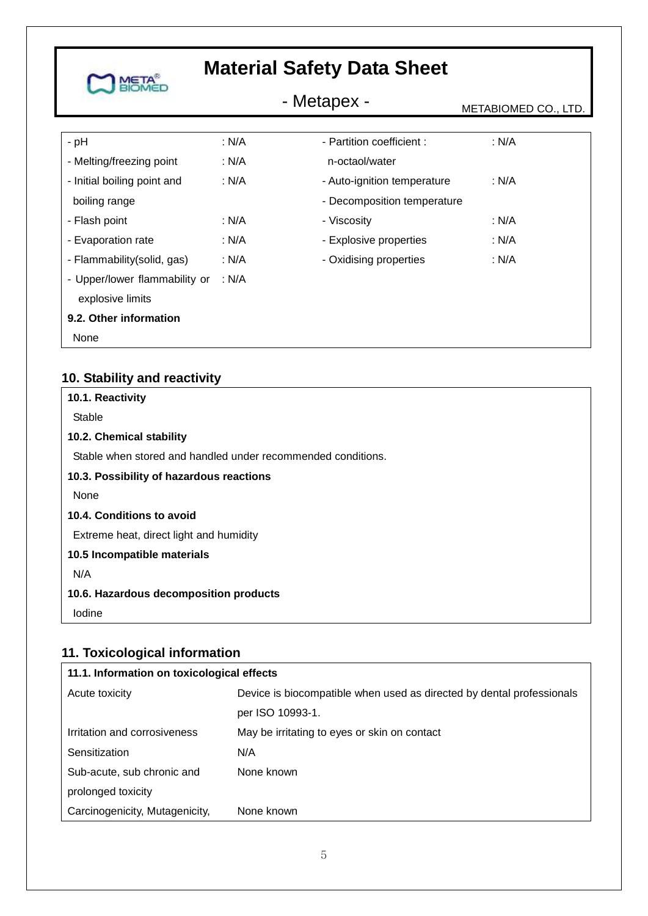| | | | |
|---|---|---|---|
| - pH | : N/A | - Partition coefficient : n-octaol/water | : N/A |
| - Melting/freezing point | : N/A | - Auto-ignition temperature | : N/A |
| - Initial boiling point and boiling range | : N/A | - Decomposition temperature | |
| - Flash point | : N/A | - Viscosity | : N/A |
| - Evaporation rate | : N/A | - Explosive properties | : N/A |
| - Flammability(solid, gas) | : N/A | - Oxidising properties | : N/A |
| - Upper/lower flammability or explosive limits | : N/A | | |

**9.2. Other information**

None

## 10. Stability and reactivity

**10.1. Reactivity**

Stable

**10.2. Chemical stability**

Stable when stored and handled under recommended conditions.

**10.3. Possibility of hazardous reactions**

None

**10.4. Conditions to avoid**

Extreme heat, direct light and humidity

**10.5 Incompatible materials**

N/A

**10.6. Hazardous decomposition products**

Iodine

## 11. Toxicological information

**11.1. Information on toxicological effects**

| | |
|---|---|
| Acute toxicity | Device is biocompatible when used as directed by dental professionals per ISO 10993-1. |
| Irritation and corrosiveness | May be irritating to eyes or skin on contact |
| Sensitization | N/A |
| Sub-acute, sub chronic and prolonged toxicity | None known |
| Carcinogenicity, Mutagenicity, | None known |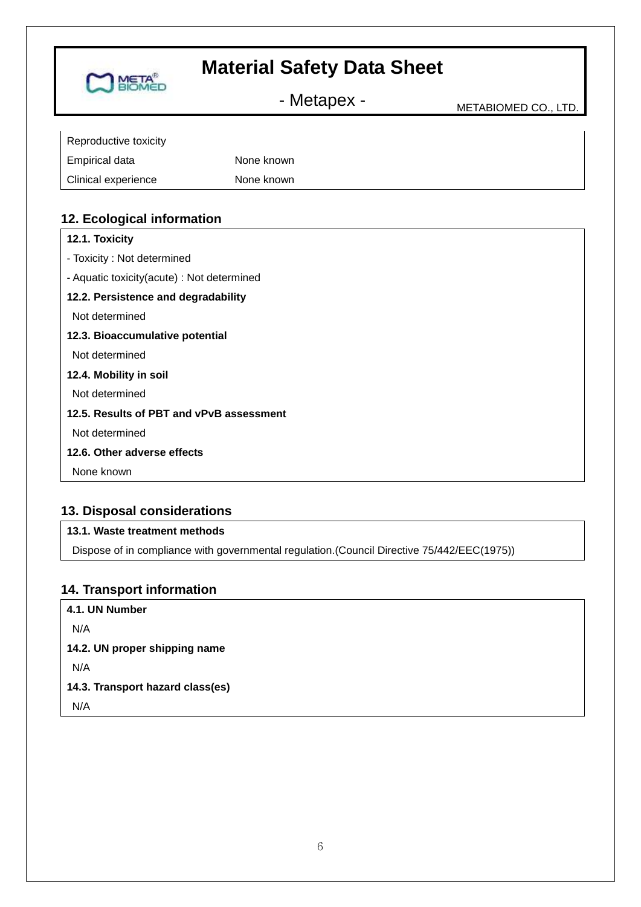| Reproductive toxicity | |
|---|---|
| Empirical data | None known |
| Clinical experience | None known |

## 12. Ecological information

**12.1. Toxicity**

- Toxicity : Not determined
- Aquatic toxicity(acute) : Not determined

**12.2. Persistence and degradability**

Not determined

**12.3. Bioaccumulative potential**

Not determined

**12.4. Mobility in soil**

Not determined

**12.5. Results of PBT and vPvB assessment**

Not determined

**12.6. Other adverse effects**

None known

## 13. Disposal considerations

**13.1. Waste treatment methods**

Dispose of in compliance with governmental regulation.(Council Directive 75/442/EEC(1975))

## 14. Transport information

**4.1. UN Number**

N/A

**14.2. UN proper shipping name**

N/A

**14.3. Transport hazard class(es)**

N/A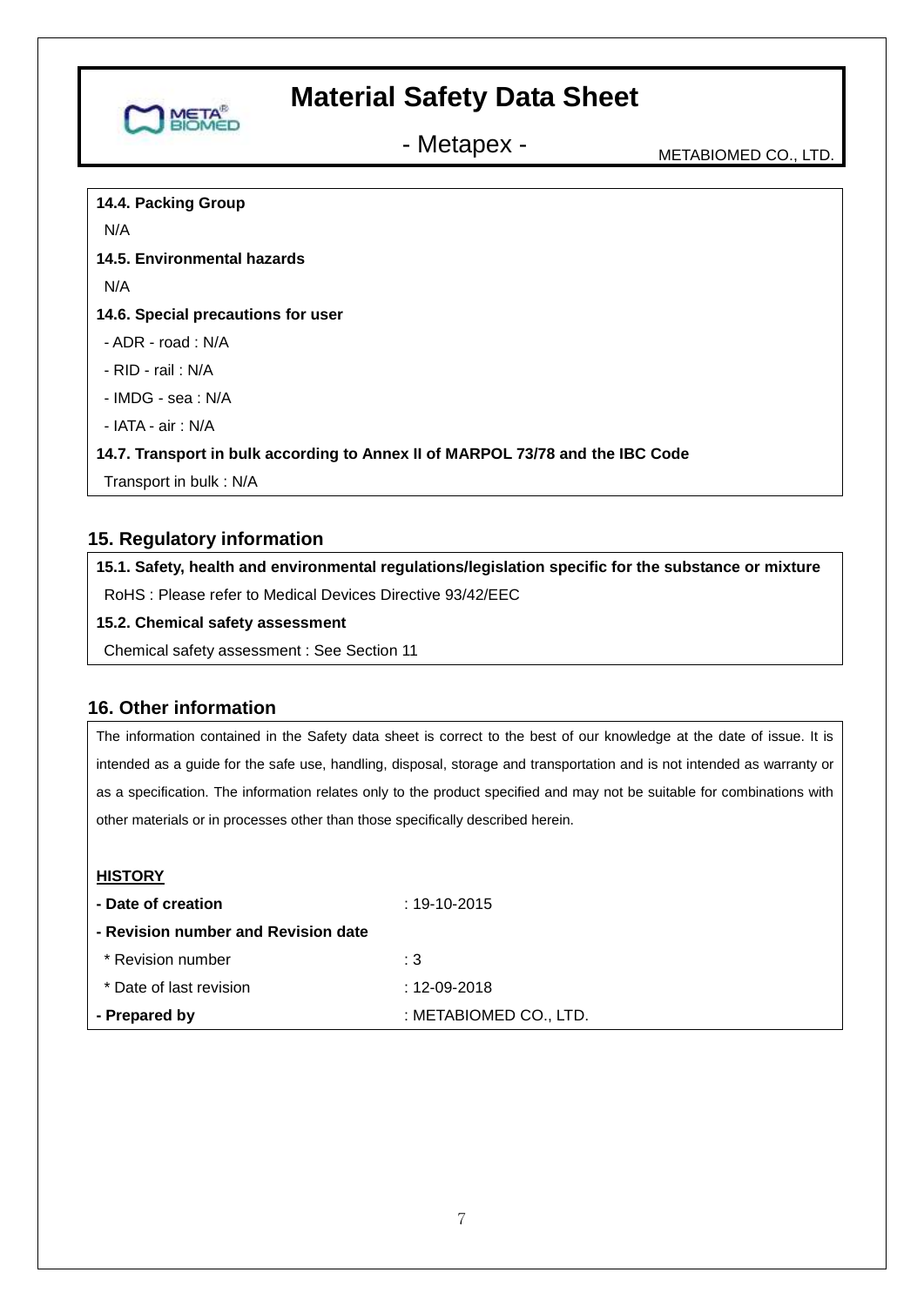**14.4. Packing Group**

N/A

**14.5. Environmental hazards**

N/A

**14.6. Special precautions for user**

- ADR - road : N/A
- RID - rail : N/A
- IMDG - sea : N/A
- IATA - air : N/A

**14.7. Transport in bulk according to Annex II of MARPOL 73/78 and the IBC Code**

Transport in bulk : N/A

## 15. Regulatory information

**15.1. Safety, health and environmental regulations/legislation specific for the substance or mixture**

RoHS : Please refer to Medical Devices Directive 93/42/EEC

**15.2. Chemical safety assessment**

Chemical safety assessment : See Section 11

## 16. Other information

The information contained in the Safety data sheet is correct to the best of our knowledge at the date of issue. It is intended as a guide for the safe use, handling, disposal, storage and transportation and is not intended as warranty or as a specification. The information relates only to the product specified and may not be suitable for combinations with other materials or in processes other than those specifically described herein.

**HISTORY**

| | |
|---|---|
| **- Date of creation** | : 19-10-2015 |
| **- Revision number and Revision date** | |
| * Revision number | : 3 |
| * Date of last revision | : 12-09-2018 |
| **- Prepared by** | : METABIOMED CO., LTD. |